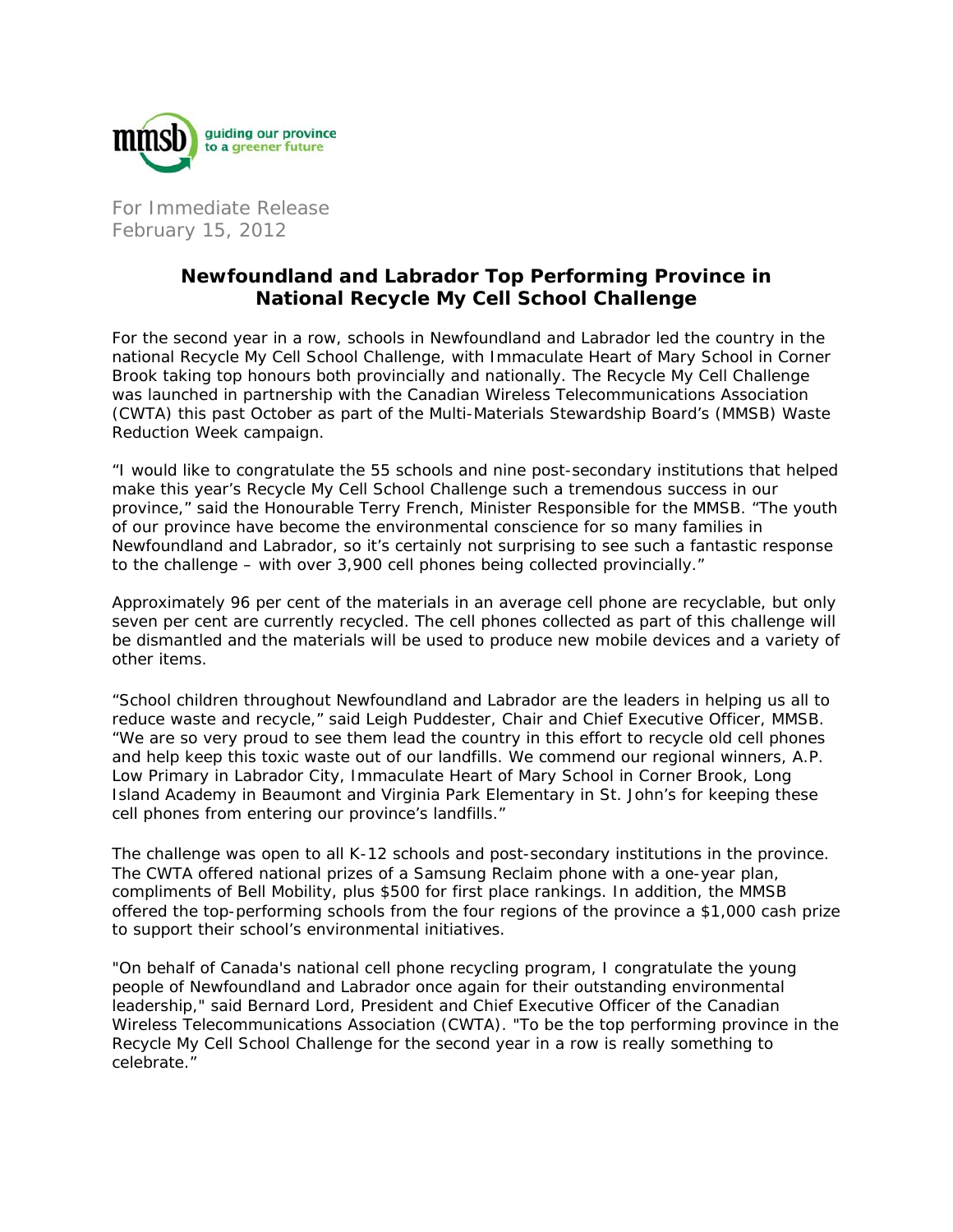mmsb guiding our province to a greener future

For Immediate Release
February 15, 2012

## Newfoundland and Labrador Top Performing Province in National Recycle My Cell School Challenge

For the second year in a row, schools in Newfoundland and Labrador led the country in the national Recycle My Cell School Challenge, with Immaculate Heart of Mary School in Corner Brook taking top honours both provincially and nationally. The Recycle My Cell Challenge was launched in partnership with the Canadian Wireless Telecommunications Association (CWTA) this past October as part of the Multi-Materials Stewardship Board's (MMSB) Waste Reduction Week campaign.

"I would like to congratulate the 55 schools and nine post-secondary institutions that helped make this year's Recycle My Cell School Challenge such a tremendous success in our province," said the Honourable Terry French, Minister Responsible for the MMSB. "The youth of our province have become the environmental conscience for so many families in Newfoundland and Labrador, so it's certainly not surprising to see such a fantastic response to the challenge – with over 3,900 cell phones being collected provincially."

Approximately 96 per cent of the materials in an average cell phone are recyclable, but only seven per cent are currently recycled. The cell phones collected as part of this challenge will be dismantled and the materials will be used to produce new mobile devices and a variety of other items.

"School children throughout Newfoundland and Labrador are the leaders in helping us all to reduce waste and recycle," said Leigh Puddester, Chair and Chief Executive Officer, MMSB. "We are so very proud to see them lead the country in this effort to recycle old cell phones and help keep this toxic waste out of our landfills. We commend our regional winners, A.P. Low Primary in Labrador City, Immaculate Heart of Mary School in Corner Brook, Long Island Academy in Beaumont and Virginia Park Elementary in St. John's for keeping these cell phones from entering our province's landfills."

The challenge was open to all K-12 schools and post-secondary institutions in the province. The CWTA offered national prizes of a Samsung Reclaim phone with a one-year plan, compliments of Bell Mobility, plus $500 for first place rankings. In addition, the MMSB offered the top-performing schools from the four regions of the province a $1,000 cash prize to support their school's environmental initiatives.

"On behalf of Canada's national cell phone recycling program, I congratulate the young people of Newfoundland and Labrador once again for their outstanding environmental leadership," said Bernard Lord, President and Chief Executive Officer of the Canadian Wireless Telecommunications Association (CWTA). "To be the top performing province in the Recycle My Cell School Challenge for the second year in a row is really something to celebrate."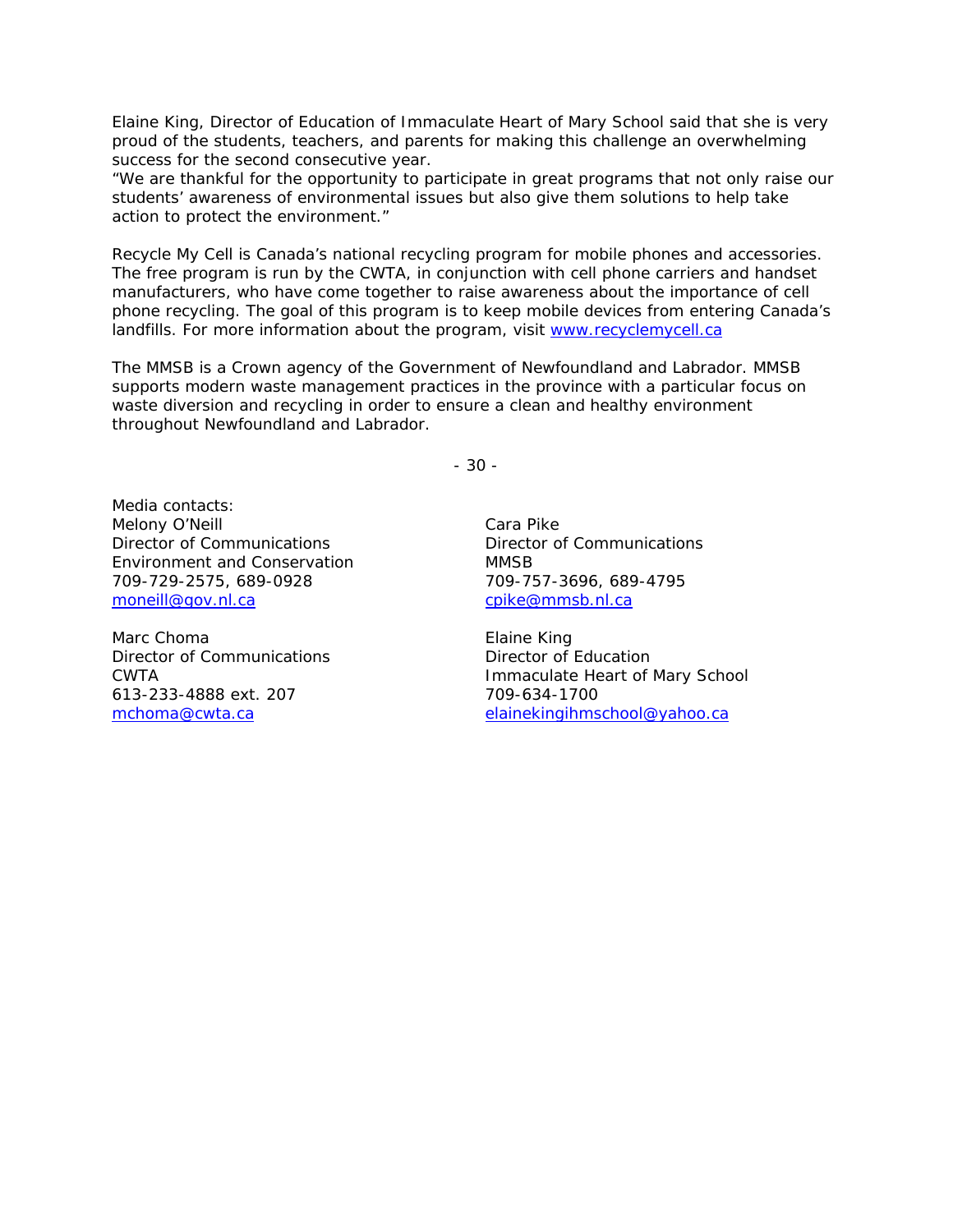Elaine King, Director of Education of Immaculate Heart of Mary School said that she is very proud of the students, teachers, and parents for making this challenge an overwhelming success for the second consecutive year.
"We are thankful for the opportunity to participate in great programs that not only raise our students' awareness of environmental issues but also give them solutions to help take action to protect the environment."

Recycle My Cell is Canada's national recycling program for mobile phones and accessories. The free program is run by the CWTA, in conjunction with cell phone carriers and handset manufacturers, who have come together to raise awareness about the importance of cell phone recycling. The goal of this program is to keep mobile devices from entering Canada's landfills. For more information about the program, visit [www.recyclemycell.ca](http://www.recyclemycell.ca)

The MMSB is a Crown agency of the Government of Newfoundland and Labrador. MMSB supports modern waste management practices in the province with a particular focus on waste diversion and recycling in order to ensure a clean and healthy environment throughout Newfoundland and Labrador.

- 30 -

Media contacts:

Melony O'Neill
Director of Communications
Environment and Conservation
709-729-2575, 689-0928
[moneill@gov.nl.ca](mailto:moneill@gov.nl.ca)

Cara Pike
Director of Communications
MMSB
709-757-3696, 689-4795
[cpike@mmsb.nl.ca](mailto:cpike@mmsb.nl.ca)

Marc Choma
Director of Communications
CWTA
613-233-4888 ext. 207
[mchoma@cwta.ca](mailto:mchoma@cwta.ca)

Elaine King
Director of Education
Immaculate Heart of Mary School
709-634-1700
[elainekingihmschool@yahoo.ca](mailto:elainekingihmschool@yahoo.ca)